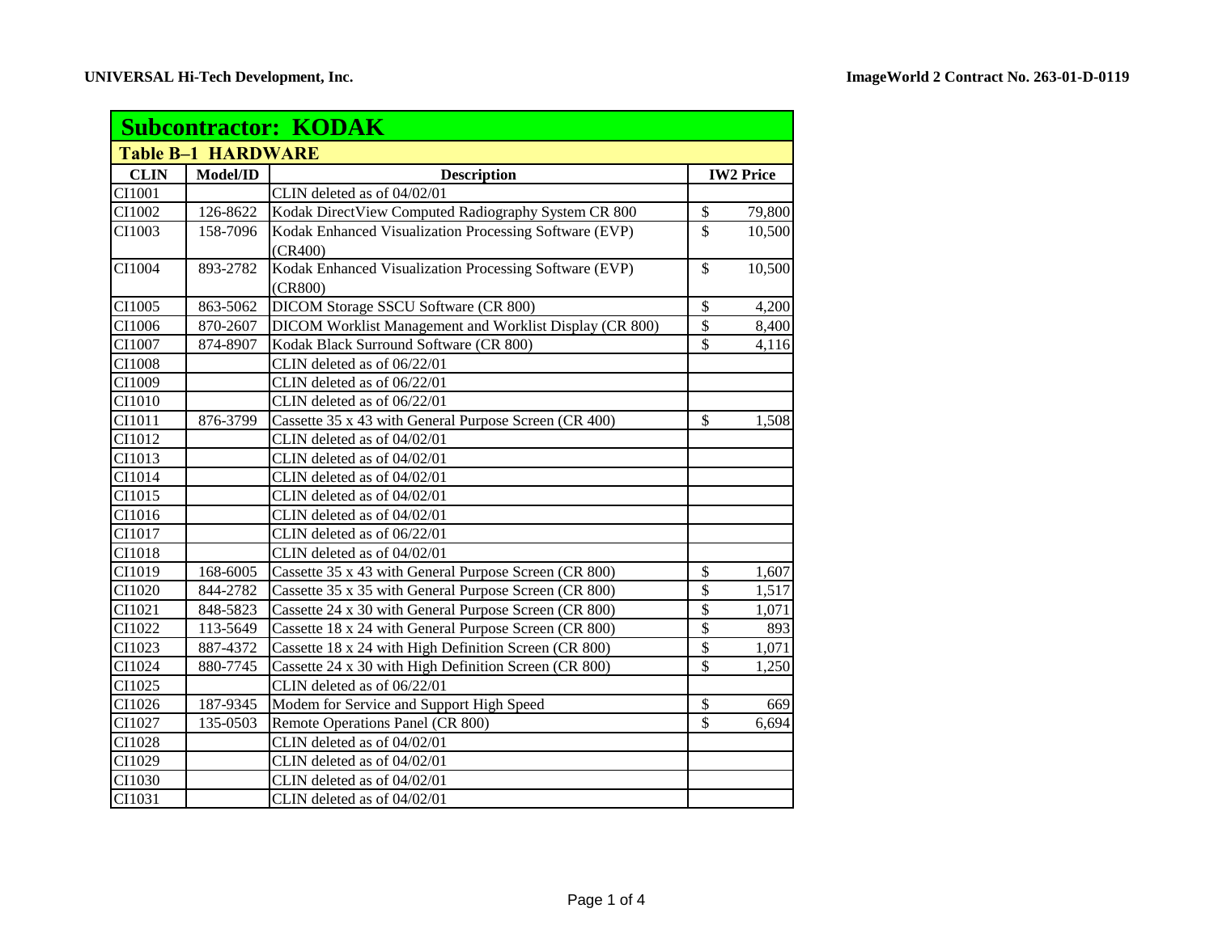UNIVERSAL Hi-Tech Development, Inc.

ImageWorld 2 Contract No. 263-01-D-0119

## Subcontractor: KODAK

### Table B–1 HARDWARE

| CLIN | Model/ID | Description | IW2 Price |
|---|---|---|---|
| CI1001 | | CLIN deleted as of 04/02/01 | |
| CI1002 | 126-8622 | Kodak DirectView Computed Radiography System CR 800 | $ 79,800 |
| CI1003 | 158-7096 | Kodak Enhanced Visualization Processing Software (EVP) (CR400) | $ 10,500 |
| CI1004 | 893-2782 | Kodak Enhanced Visualization Processing Software (EVP) (CR800) | $ 10,500 |
| CI1005 | 863-5062 | DICOM Storage SSCU Software (CR 800) | $ 4,200 |
| CI1006 | 870-2607 | DICOM Worklist Management and Worklist Display (CR 800) | $ 8,400 |
| CI1007 | 874-8907 | Kodak Black Surround Software (CR 800) | $ 4,116 |
| CI1008 | | CLIN deleted as of 06/22/01 | |
| CI1009 | | CLIN deleted as of 06/22/01 | |
| CI1010 | | CLIN deleted as of 06/22/01 | |
| CI1011 | 876-3799 | Cassette 35 x 43 with General Purpose Screen (CR 400) | $ 1,508 |
| CI1012 | | CLIN deleted as of 04/02/01 | |
| CI1013 | | CLIN deleted as of 04/02/01 | |
| CI1014 | | CLIN deleted as of 04/02/01 | |
| CI1015 | | CLIN deleted as of 04/02/01 | |
| CI1016 | | CLIN deleted as of 04/02/01 | |
| CI1017 | | CLIN deleted as of 06/22/01 | |
| CI1018 | | CLIN deleted as of 04/02/01 | |
| CI1019 | 168-6005 | Cassette 35 x 43 with General Purpose Screen (CR 800) | $ 1,607 |
| CI1020 | 844-2782 | Cassette 35 x 35 with General Purpose Screen (CR 800) | $ 1,517 |
| CI1021 | 848-5823 | Cassette 24 x 30 with General Purpose Screen (CR 800) | $ 1,071 |
| CI1022 | 113-5649 | Cassette 18 x 24 with General Purpose Screen (CR 800) | $ 893 |
| CI1023 | 887-4372 | Cassette 18 x 24 with High Definition Screen (CR 800) | $ 1,071 |
| CI1024 | 880-7745 | Cassette 24 x 30 with High Definition Screen (CR 800) | $ 1,250 |
| CI1025 | | CLIN deleted as of 06/22/01 | |
| CI1026 | 187-9345 | Modem for Service and Support High Speed | $ 669 |
| CI1027 | 135-0503 | Remote Operations Panel (CR 800) | $ 6,694 |
| CI1028 | | CLIN deleted as of 04/02/01 | |
| CI1029 | | CLIN deleted as of 04/02/01 | |
| CI1030 | | CLIN deleted as of 04/02/01 | |
| CI1031 | | CLIN deleted as of 04/02/01 | |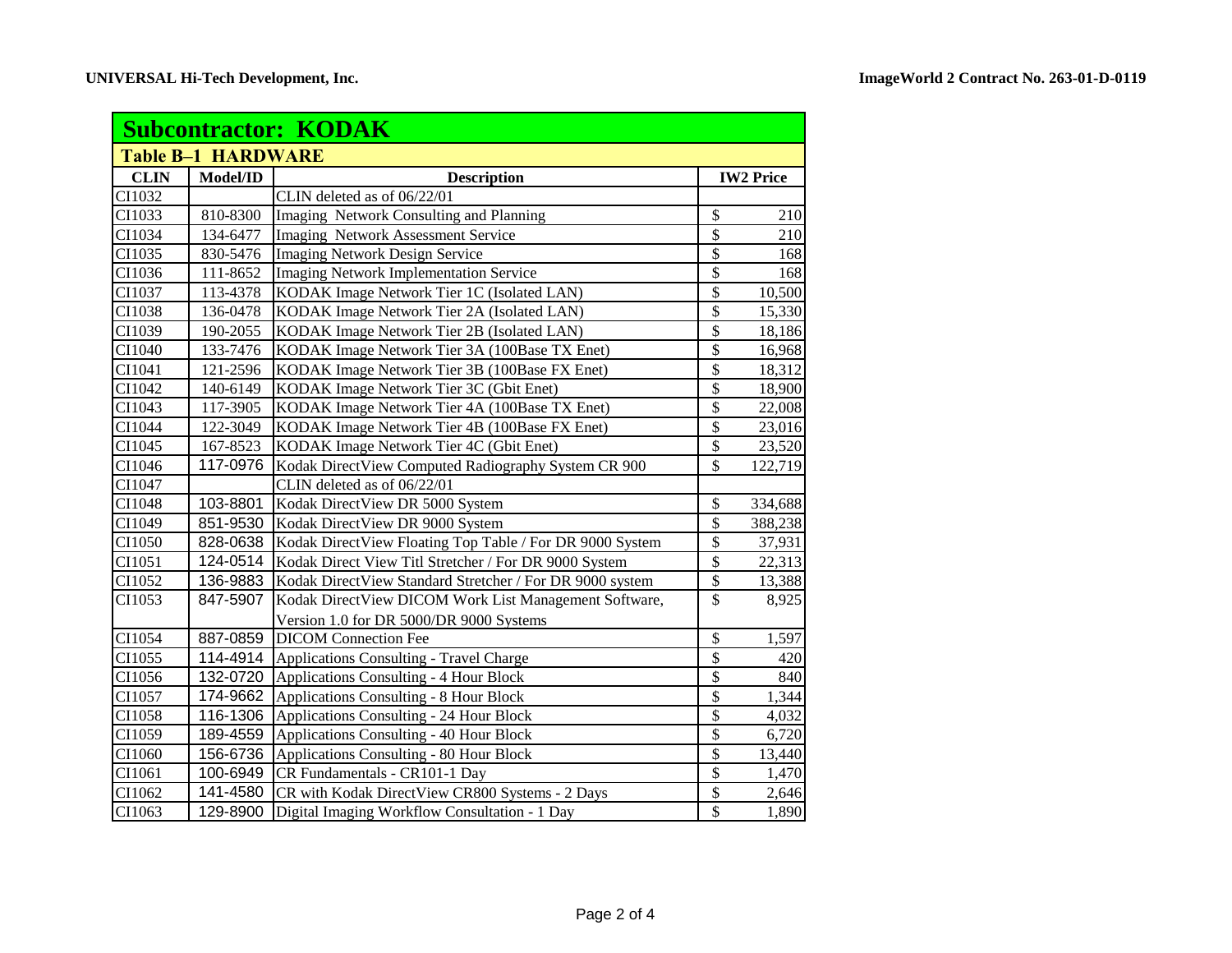UNIVERSAL Hi-Tech Development, Inc.

ImageWorld 2 Contract No. 263-01-D-0119

## Subcontractor: KODAK

### Table B–1 HARDWARE

| CLIN | Model/ID | Description | IW2 Price |
|---|---|---|---|
| CI1032 | | CLIN deleted as of 06/22/01 | |
| CI1033 | 810-8300 | Imaging Network Consulting and Planning | $ 210 |
| CI1034 | 134-6477 | Imaging Network Assessment Service | $ 210 |
| CI1035 | 830-5476 | Imaging Network Design Service | $ 168 |
| CI1036 | 111-8652 | Imaging Network Implementation Service | $ 168 |
| CI1037 | 113-4378 | KODAK Image Network Tier 1C (Isolated LAN) | $ 10,500 |
| CI1038 | 136-0478 | KODAK Image Network Tier 2A (Isolated LAN) | $ 15,330 |
| CI1039 | 190-2055 | KODAK Image Network Tier 2B (Isolated LAN) | $ 18,186 |
| CI1040 | 133-7476 | KODAK Image Network Tier 3A (100Base TX Enet) | $ 16,968 |
| CI1041 | 121-2596 | KODAK Image Network Tier 3B (100Base FX Enet) | $ 18,312 |
| CI1042 | 140-6149 | KODAK Image Network Tier 3C (Gbit Enet) | $ 18,900 |
| CI1043 | 117-3905 | KODAK Image Network Tier 4A (100Base TX Enet) | $ 22,008 |
| CI1044 | 122-3049 | KODAK Image Network Tier 4B (100Base FX Enet) | $ 23,016 |
| CI1045 | 167-8523 | KODAK Image Network Tier 4C (Gbit Enet) | $ 23,520 |
| CI1046 | 117-0976 | Kodak DirectView Computed Radiography System CR 900 | $ 122,719 |
| CI1047 | | CLIN deleted as of 06/22/01 | |
| CI1048 | 103-8801 | Kodak DirectView DR 5000 System | $ 334,688 |
| CI1049 | 851-9530 | Kodak DirectView DR 9000 System | $ 388,238 |
| CI1050 | 828-0638 | Kodak DirectView Floating Top Table / For DR 9000 System | $ 37,931 |
| CI1051 | 124-0514 | Kodak Direct View Titl Stretcher / For DR 9000 System | $ 22,313 |
| CI1052 | 136-9883 | Kodak DirectView Standard Stretcher / For DR 9000 system | $ 13,388 |
| CI1053 | 847-5907 | Kodak DirectView DICOM Work List Management Software, Version 1.0 for DR 5000/DR 9000 Systems | $ 8,925 |
| CI1054 | 887-0859 | DICOM Connection Fee | $ 1,597 |
| CI1055 | 114-4914 | Applications Consulting - Travel Charge | $ 420 |
| CI1056 | 132-0720 | Applications Consulting - 4 Hour Block | $ 840 |
| CI1057 | 174-9662 | Applications Consulting - 8 Hour Block | $ 1,344 |
| CI1058 | 116-1306 | Applications Consulting - 24 Hour Block | $ 4,032 |
| CI1059 | 189-4559 | Applications Consulting - 40 Hour Block | $ 6,720 |
| CI1060 | 156-6736 | Applications Consulting - 80 Hour Block | $ 13,440 |
| CI1061 | 100-6949 | CR Fundamentals - CR101-1 Day | $ 1,470 |
| CI1062 | 141-4580 | CR with Kodak DirectView CR800 Systems - 2 Days | $ 2,646 |
| CI1063 | 129-8900 | Digital Imaging Workflow Consultation - 1 Day | $ 1,890 |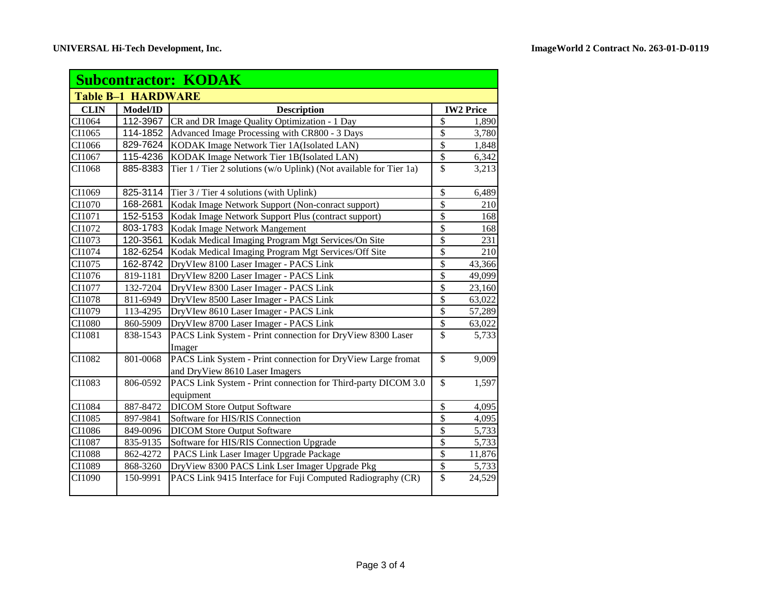**UNIVERSAL Hi-Tech Development, Inc.** **ImageWorld 2 Contract No. 263-01-D-0119**

## Subcontractor: KODAK

### Table B–1 HARDWARE

| CLIN | Model/ID | Description | IW2 Price |
|---|---|---|---|
| CI1064 | 112-3967 | CR and DR Image Quality Optimization - 1 Day | $ 1,890 |
| CI1065 | 114-1852 | Advanced Image Processing with CR800 - 3 Days | $ 3,780 |
| CI1066 | 829-7624 | KODAK Image Network Tier 1A(Isolated LAN) | $ 1,848 |
| CI1067 | 115-4236 | KODAK Image Network Tier 1B(Isolated LAN) | $ 6,342 |
| CI1068 | 885-8383 | Tier 1 / Tier 2 solutions (w/o Uplink) (Not available for Tier 1a) | $ 3,213 |
| CI1069 | 825-3114 | Tier 3 / Tier 4 solutions (with Uplink) | $ 6,489 |
| CI1070 | 168-2681 | Kodak Image Network Support (Non-conract support) | $ 210 |
| CI1071 | 152-5153 | Kodak Image Network Support Plus (contract support) | $ 168 |
| CI1072 | 803-1783 | Kodak Image Network Mangement | $ 168 |
| CI1073 | 120-3561 | Kodak Medical Imaging Program Mgt Services/On Site | $ 231 |
| CI1074 | 182-6254 | Kodak Medical Imaging Program Mgt Services/Off Site | $ 210 |
| CI1075 | 162-8742 | DryVIew 8100 Laser Imager - PACS Link | $ 43,366 |
| CI1076 | 819-1181 | DryVIew 8200 Laser Imager - PACS Link | $ 49,099 |
| CI1077 | 132-7204 | DryVIew 8300 Laser Imager - PACS Link | $ 23,160 |
| CI1078 | 811-6949 | DryVIew 8500 Laser Imager - PACS Link | $ 63,022 |
| CI1079 | 113-4295 | DryVIew 8610 Laser Imager - PACS Link | $ 57,289 |
| CI1080 | 860-5909 | DryVIew 8700 Laser Imager - PACS Link | $ 63,022 |
| CI1081 | 838-1543 | PACS Link System - Print connection for DryView 8300 Laser Imager | $ 5,733 |
| CI1082 | 801-0068 | PACS Link System - Print connection for DryView Large fromat and DryView 8610 Laser Imagers | $ 9,009 |
| CI1083 | 806-0592 | PACS Link System - Print connection for Third-party DICOM 3.0 equipment | $ 1,597 |
| CI1084 | 887-8472 | DICOM Store Output Software | $ 4,095 |
| CI1085 | 897-9841 | Software for HIS/RIS Connection | $ 4,095 |
| CI1086 | 849-0096 | DICOM Store Output Software | $ 5,733 |
| CI1087 | 835-9135 | Software for HIS/RIS Connection Upgrade | $ 5,733 |
| CI1088 | 862-4272 | PACS Link Laser Imager Upgrade Package | $ 11,876 |
| CI1089 | 868-3260 | DryView 8300 PACS Link Lser Imager Upgrade Pkg | $ 5,733 |
| CI1090 | 150-9991 | PACS Link 9415 Interface for Fuji Computed Radiography (CR) | $ 24,529 |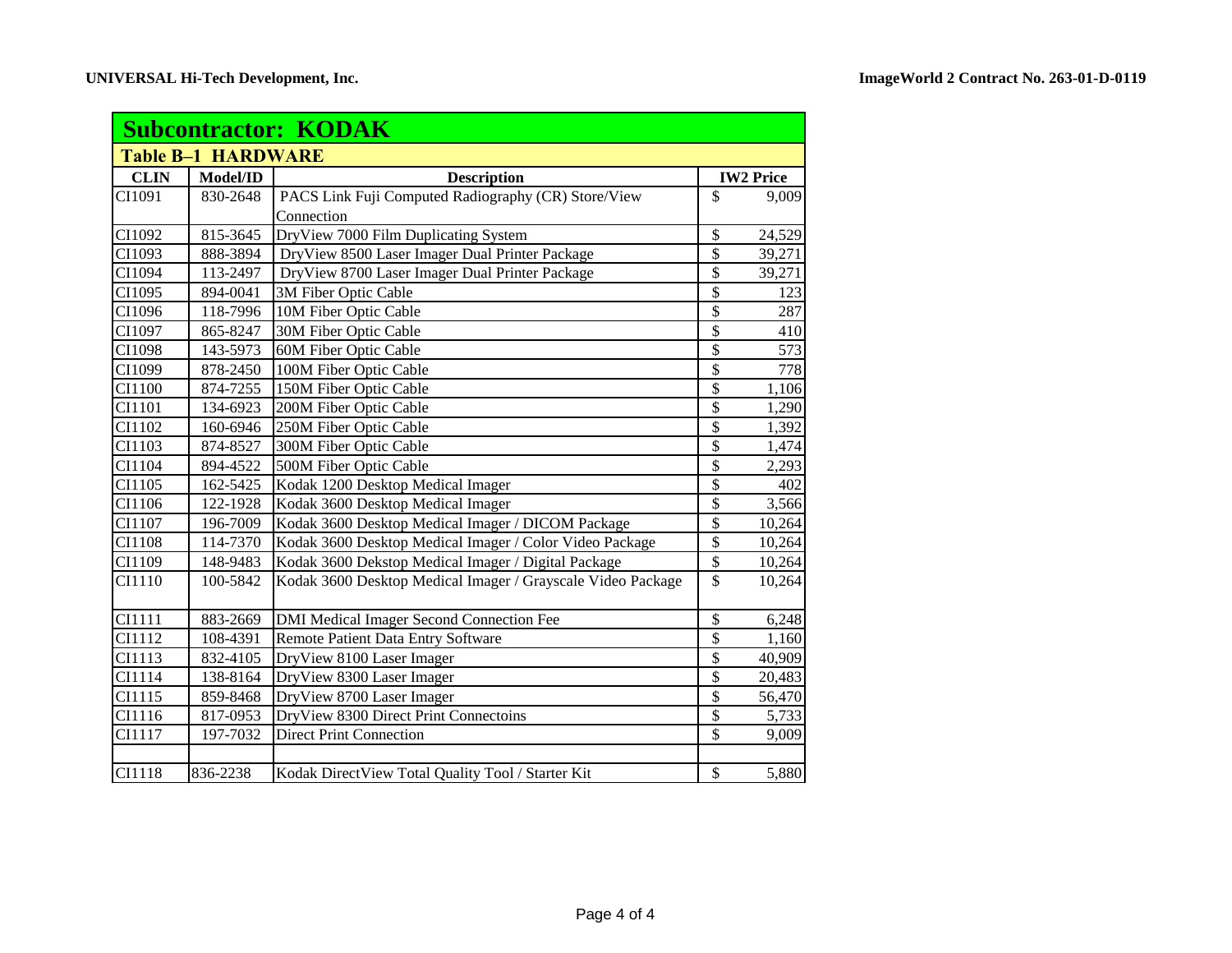| Subcontractor: KODAK | | | |
|---|---|---|---|
| **Table B–1 HARDWARE** | | | |
| **CLIN** | **Model/ID** | **Description** | **IW2 Price** |
| CI1091 | 830-2648 | PACS Link Fuji Computed Radiography (CR) Store/View Connection | $ 9,009 |
| CI1092 | 815-3645 | DryView 7000 Film Duplicating System | $ 24,529 |
| CI1093 | 888-3894 | DryView 8500 Laser Imager Dual Printer Package | $ 39,271 |
| CI1094 | 113-2497 | DryView 8700 Laser Imager Dual Printer Package | $ 39,271 |
| CI1095 | 894-0041 | 3M Fiber Optic Cable | $ 123 |
| CI1096 | 118-7996 | 10M Fiber Optic Cable | $ 287 |
| CI1097 | 865-8247 | 30M Fiber Optic Cable | $ 410 |
| CI1098 | 143-5973 | 60M Fiber Optic Cable | $ 573 |
| CI1099 | 878-2450 | 100M Fiber Optic Cable | $ 778 |
| CI1100 | 874-7255 | 150M Fiber Optic Cable | $ 1,106 |
| CI1101 | 134-6923 | 200M Fiber Optic Cable | $ 1,290 |
| CI1102 | 160-6946 | 250M Fiber Optic Cable | $ 1,392 |
| CI1103 | 874-8527 | 300M Fiber Optic Cable | $ 1,474 |
| CI1104 | 894-4522 | 500M Fiber Optic Cable | $ 2,293 |
| CI1105 | 162-5425 | Kodak 1200 Desktop Medical Imager | $ 402 |
| CI1106 | 122-1928 | Kodak 3600 Desktop Medical Imager | $ 3,566 |
| CI1107 | 196-7009 | Kodak 3600 Desktop Medical Imager / DICOM Package | $ 10,264 |
| CI1108 | 114-7370 | Kodak 3600 Desktop Medical Imager / Color Video Package | $ 10,264 |
| CI1109 | 148-9483 | Kodak 3600 Dekstop Medical Imager / Digital Package | $ 10,264 |
| CI1110 | 100-5842 | Kodak 3600 Desktop Medical Imager / Grayscale Video Package | $ 10,264 |
| CI1111 | 883-2669 | DMI Medical Imager Second Connection Fee | $ 6,248 |
| CI1112 | 108-4391 | Remote Patient Data Entry Software | $ 1,160 |
| CI1113 | 832-4105 | DryView 8100 Laser Imager | $ 40,909 |
| CI1114 | 138-8164 | DryView 8300 Laser Imager | $ 20,483 |
| CI1115 | 859-8468 | DryView 8700 Laser Imager | $ 56,470 |
| CI1116 | 817-0953 | DryView 8300 Direct Print Connectoins | $ 5,733 |
| CI1117 | 197-7032 | Direct Print Connection | $ 9,009 |
| | | | |
| CI1118 | 836-2238 | Kodak DirectView Total Quality Tool / Starter Kit | $ 5,880 |